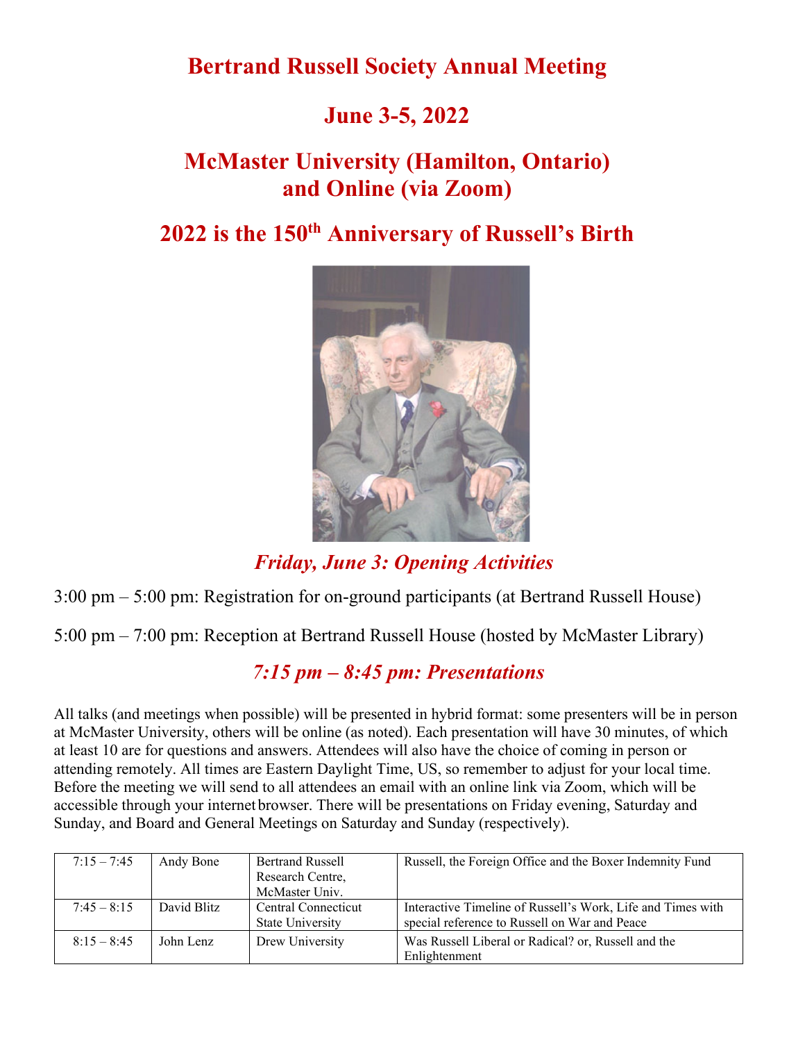# Bertrand Russell Society Annual Meeting

# June 3-5, 2022

# McMaster University (Hamilton, Ontario) and Online (via Zoom)

# 2022 is the 150th Anniversary of Russell's Birth

## *Friday, June 3: Opening Activities*

3:00 pm – 5:00 pm: Registration for on-ground participants (at Bertrand Russell House)

5:00 pm – 7:00 pm: Reception at Bertrand Russell House (hosted by McMaster Library)

## *7:15 pm – 8:45 pm: Presentations*

All talks (and meetings when possible) will be presented in hybrid format: some presenters will be in person at McMaster University, others will be online (as noted). Each presentation will have 30 minutes, of which at least 10 are for questions and answers. Attendees will also have the choice of coming in person or attending remotely. All times are Eastern Daylight Time, US, so remember to adjust for your local time. Before the meeting we will send to all attendees an email with an online link via Zoom, which will be accessible through your internet browser. There will be presentations on Friday evening, Saturday and Sunday, and Board and General Meetings on Saturday and Sunday (respectively).

| | | | |
|---|---|---|---|
| 7:15 – 7:45 | Andy Bone | Bertrand Russell Research Centre, McMaster Univ. | Russell, the Foreign Office and the Boxer Indemnity Fund |
| 7:45 – 8:15 | David Blitz | Central Connecticut State University | Interactive Timeline of Russell's Work, Life and Times with special reference to Russell on War and Peace |
| 8:15 – 8:45 | John Lenz | Drew University | Was Russell Liberal or Radical? or, Russell and the Enlightenment |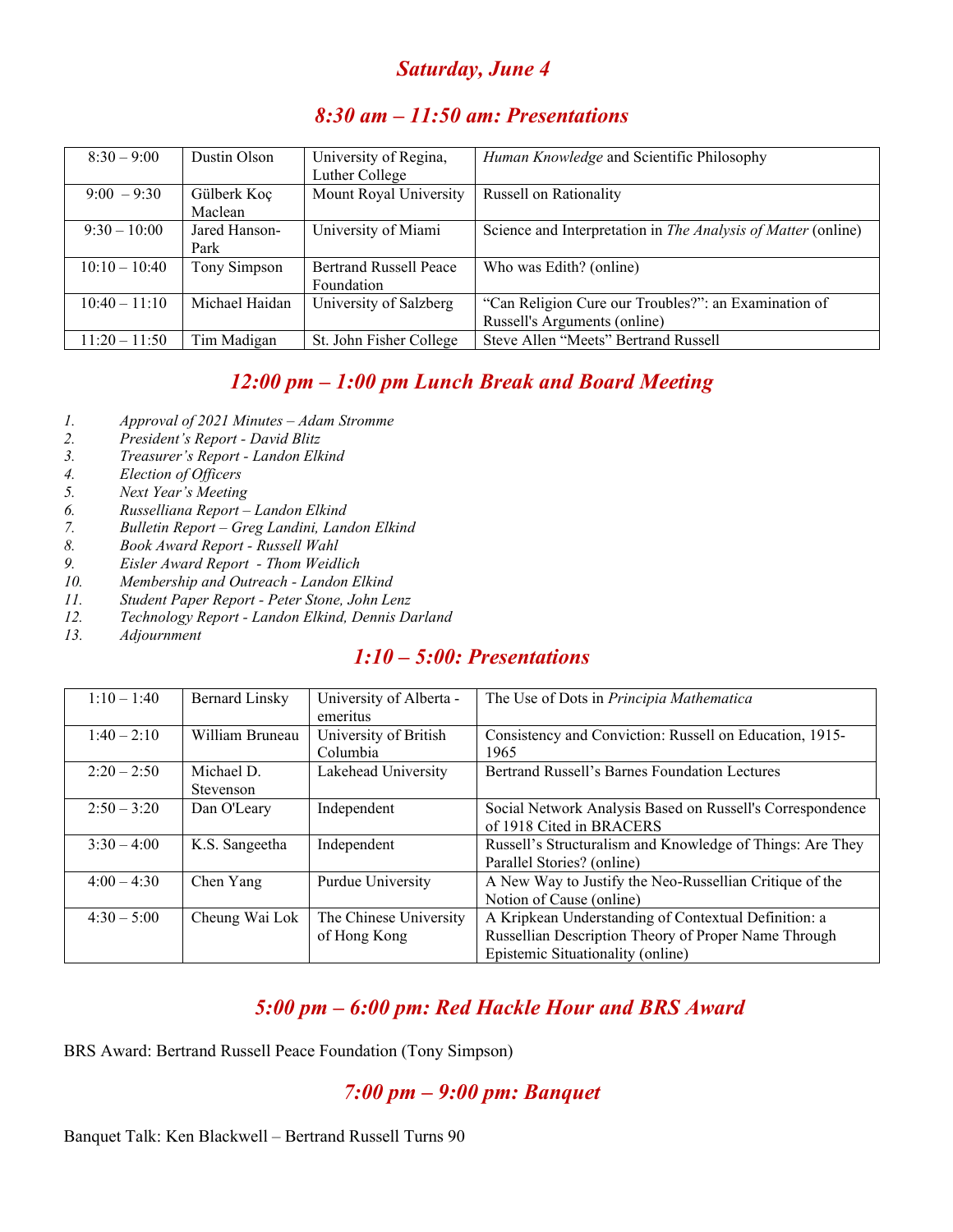## *Saturday, June 4*

### *8:30 am – 11:50 am: Presentations*

| | | | |
|---|---|---|---|
| 8:30 – 9:00 | Dustin Olson | University of Regina, Luther College | *Human Knowledge* and Scientific Philosophy |
| 9:00 – 9:30 | Gülberk Koç Maclean | Mount Royal University | Russell on Rationality |
| 9:30 – 10:00 | Jared Hanson-Park | University of Miami | Science and Interpretation in *The Analysis of Matter* (online) |
| 10:10 – 10:40 | Tony Simpson | Bertrand Russell Peace Foundation | Who was Edith? (online) |
| 10:40 – 11:10 | Michael Haidan | University of Salzberg | "Can Religion Cure our Troubles?": an Examination of Russell's Arguments (online) |
| 11:20 – 11:50 | Tim Madigan | St. John Fisher College | Steve Allen "Meets" Bertrand Russell |

### *12:00 pm – 1:00 pm Lunch Break and Board Meeting*

1. *Approval of 2021 Minutes – Adam Stromme*
2. *President's Report - David Blitz*
3. *Treasurer's Report - Landon Elkind*
4. *Election of Officers*
5. *Next Year's Meeting*
6. *Russelliana Report – Landon Elkind*
7. *Bulletin Report – Greg Landini, Landon Elkind*
8. *Book Award Report - Russell Wahl*
9. *Eisler Award Report - Thom Weidlich*
10. *Membership and Outreach - Landon Elkind*
11. *Student Paper Report - Peter Stone, John Lenz*
12. *Technology Report - Landon Elkind, Dennis Darland*
13. *Adjournment*

### *1:10 – 5:00: Presentations*

| | | | |
|---|---|---|---|
| 1:10 – 1:40 | Bernard Linsky | University of Alberta - emeritus | The Use of Dots in *Principia Mathematica* |
| 1:40 – 2:10 | William Bruneau | University of British Columbia | Consistency and Conviction: Russell on Education, 1915-1965 |
| 2:20 – 2:50 | Michael D. Stevenson | Lakehead University | Bertrand Russell's Barnes Foundation Lectures |
| 2:50 – 3:20 | Dan O'Leary | Independent | Social Network Analysis Based on Russell's Correspondence of 1918 Cited in BRACERS |
| 3:30 – 4:00 | K.S. Sangeetha | Independent | Russell's Structuralism and Knowledge of Things: Are They Parallel Stories? (online) |
| 4:00 – 4:30 | Chen Yang | Purdue University | A New Way to Justify the Neo-Russellian Critique of the Notion of Cause (online) |
| 4:30 – 5:00 | Cheung Wai Lok | The Chinese University of Hong Kong | A Kripkean Understanding of Contextual Definition: a Russellian Description Theory of Proper Name Through Epistemic Situationality (online) |

### *5:00 pm – 6:00 pm: Red Hackle Hour and BRS Award*

BRS Award: Bertrand Russell Peace Foundation (Tony Simpson)

### *7:00 pm – 9:00 pm: Banquet*

Banquet Talk: Ken Blackwell – Bertrand Russell Turns 90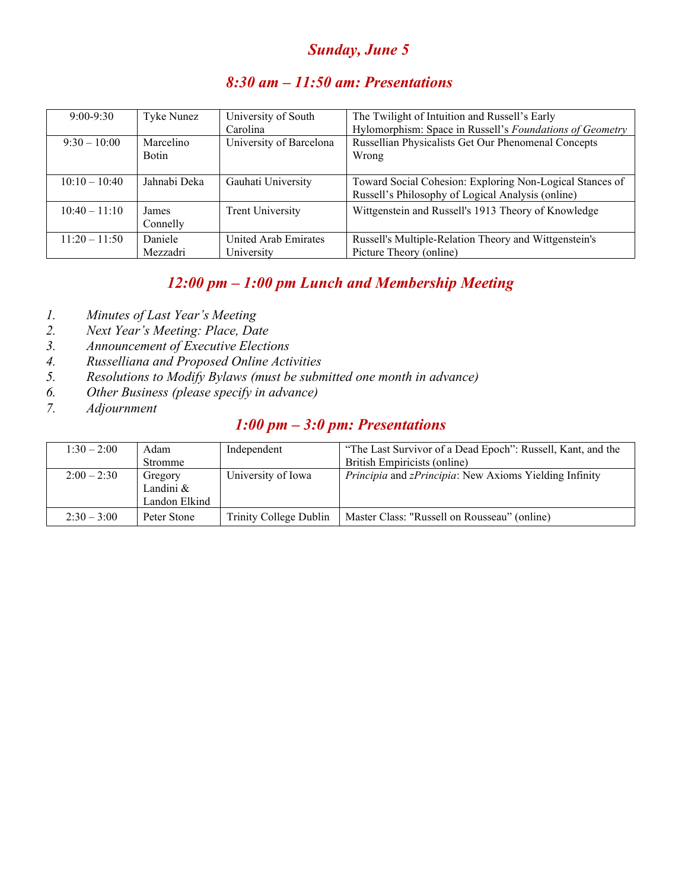# *Sunday, June 5*

## *8:30 am – 11:50 am: Presentations*

| | | | |
|---|---|---|---|
| 9:00-9:30 | Tyke Nunez | University of South Carolina | The Twilight of Intuition and Russell's Early Hylomorphism: Space in Russell's *Foundations of Geometry* |
| 9:30 – 10:00 | Marcelino Botin | University of Barcelona | Russellian Physicalists Get Our Phenomenal Concepts Wrong |
| 10:10 – 10:40 | Jahnabi Deka | Gauhati University | Toward Social Cohesion: Exploring Non-Logical Stances of Russell's Philosophy of Logical Analysis (online) |
| 10:40 – 11:10 | James Connelly | Trent University | Wittgenstein and Russell's 1913 Theory of Knowledge |
| 11:20 – 11:50 | Daniele Mezzadri | United Arab Emirates University | Russell's Multiple-Relation Theory and Wittgenstein's Picture Theory (online) |

## *12:00 pm – 1:00 pm Lunch and Membership Meeting*

1. *Minutes of Last Year's Meeting*
2. *Next Year's Meeting: Place, Date*
3. *Announcement of Executive Elections*
4. *Russelliana and Proposed Online Activities*
5. *Resolutions to Modify Bylaws (must be submitted one month in advance)*
6. *Other Business (please specify in advance)*
7. *Adjournment*

## *1:00 pm – 3:0 pm: Presentations*

| | | | |
|---|---|---|---|
| 1:30 – 2:00 | Adam Stromme | Independent | "The Last Survivor of a Dead Epoch": Russell, Kant, and the British Empiricists (online) |
| 2:00 – 2:30 | Gregory Landini & Landon Elkind | University of Iowa | *Principia* and *zPrincipia*: New Axioms Yielding Infinity |
| 2:30 – 3:00 | Peter Stone | Trinity College Dublin | Master Class: "Russell on Rousseau" (online) |